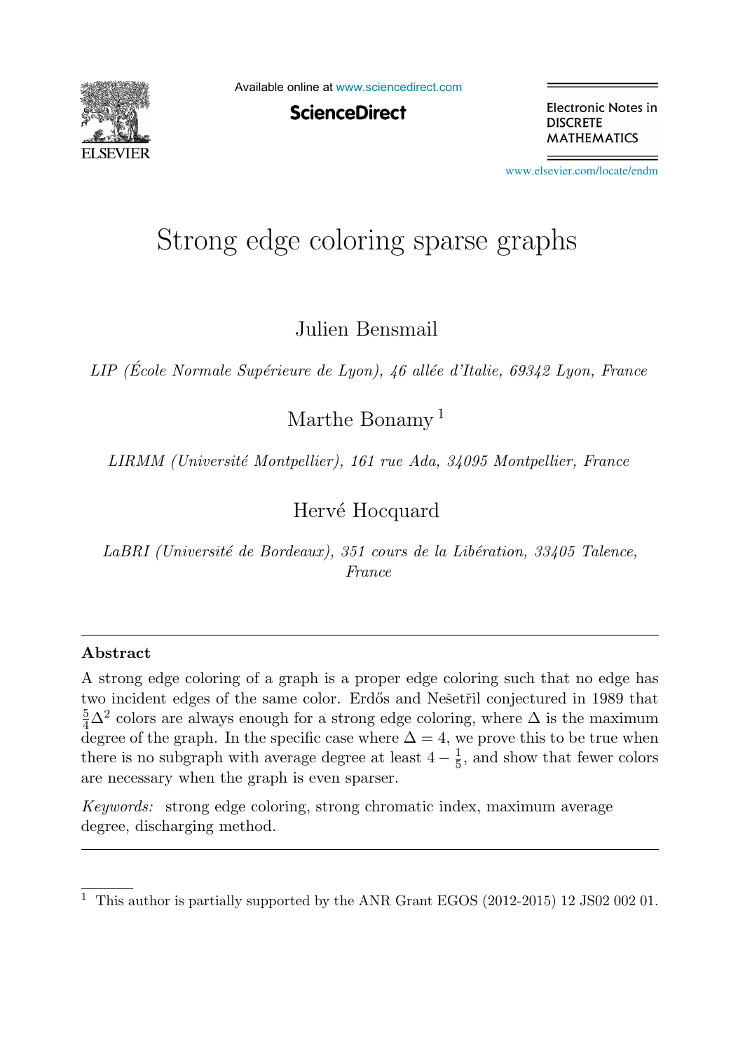# Strong edge coloring sparse graphs

Julien Bensmail

*LIP (École Normale Supérieure de Lyon), 46 allée d'Italie, 69342 Lyon, France*

Marthe Bonamy [1]

*LIRMM (Université Montpellier), 161 rue Ada, 34095 Montpellier, France*

Hervé Hocquard

*LaBRI (Université de Bordeaux), 351 cours de la Libération, 33405 Talence, France*

---

## Abstract

A strong edge coloring of a graph is a proper edge coloring such that no edge has two incident edges of the same color. Erdős and Nešetřil conjectured in 1989 that $\frac{5}{4}\Delta^2$ colors are always enough for a strong edge coloring, where $\Delta$ is the maximum degree of the graph. In the specific case where $\Delta = 4$, we prove this to be true when there is no subgraph with average degree at least $4 - \frac{1}{5}$, and show that fewer colors are necessary when the graph is even sparser.

*Keywords:* strong edge coloring, strong chromatic index, maximum average degree, discharging method.

---

[1] This author is partially supported by the ANR Grant EGOS (2012-2015) 12 JS02 002 01.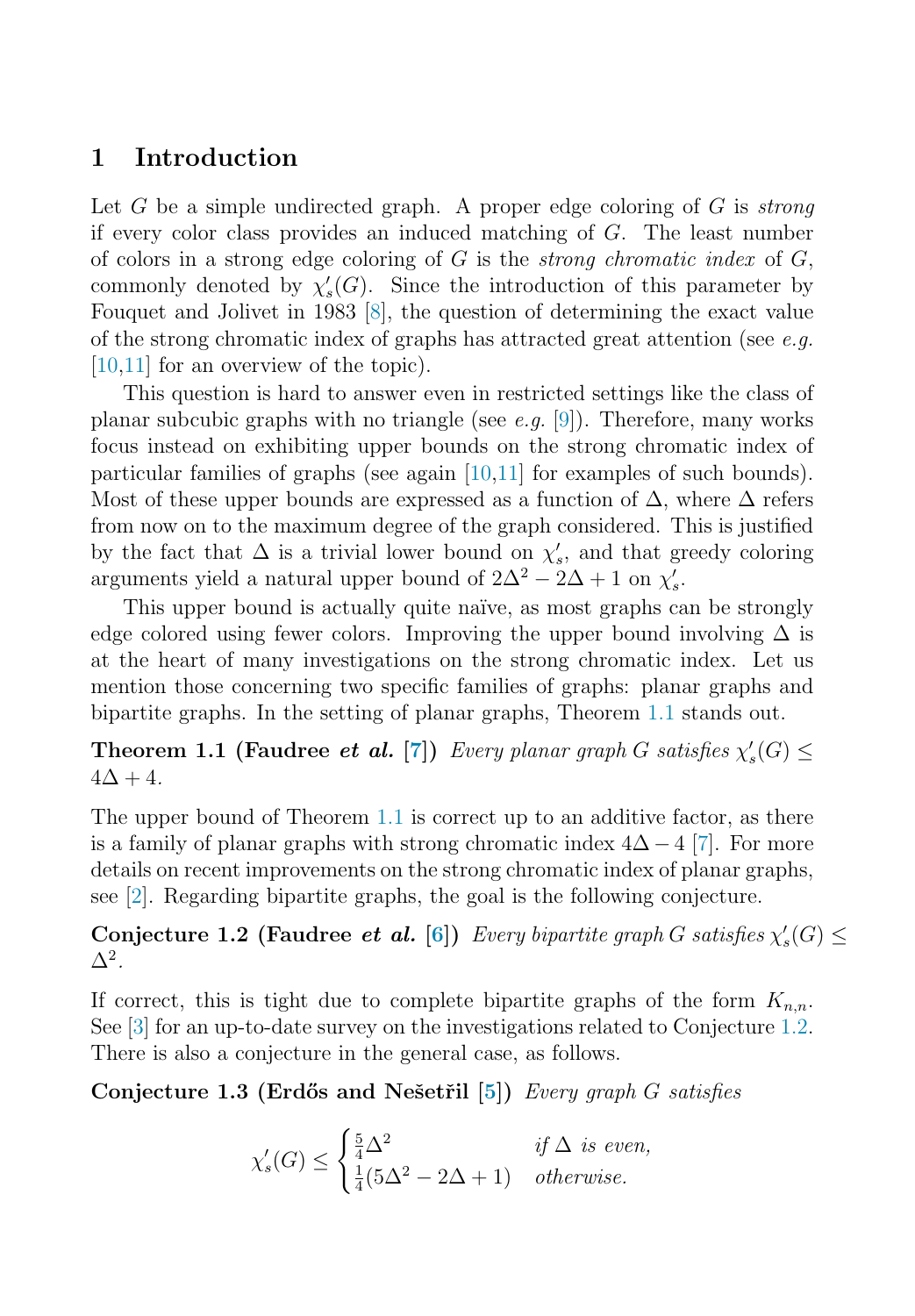## 1 Introduction

Let $G$ be a simple undirected graph. A proper edge coloring of $G$ is *strong* if every color class provides an induced matching of $G$. The least number of colors in a strong edge coloring of $G$ is the *strong chromatic index* of $G$, commonly denoted by $\chi'_s(G)$. Since the introduction of this parameter by Fouquet and Jolivet in 1983 [8], the question of determining the exact value of the strong chromatic index of graphs has attracted great attention (see *e.g.* [10,11] for an overview of the topic).

This question is hard to answer even in restricted settings like the class of planar subcubic graphs with no triangle (see *e.g.* [9]). Therefore, many works focus instead on exhibiting upper bounds on the strong chromatic index of particular families of graphs (see again [10,11] for examples of such bounds). Most of these upper bounds are expressed as a function of $\Delta$, where $\Delta$ refers from now on to the maximum degree of the graph considered. This is justified by the fact that $\Delta$ is a trivial lower bound on $\chi'_s$, and that greedy coloring arguments yield a natural upper bound of $2\Delta^2 - 2\Delta + 1$ on $\chi'_s$.

This upper bound is actually quite naïve, as most graphs can be strongly edge colored using fewer colors. Improving the upper bound involving $\Delta$ is at the heart of many investigations on the strong chromatic index. Let us mention those concerning two specific families of graphs: planar graphs and bipartite graphs. In the setting of planar graphs, Theorem 1.1 stands out.

**Theorem 1.1 (Faudree *et al.* [7])** *Every planar graph $G$ satisfies $\chi'_s(G) \leq 4\Delta + 4$.*

The upper bound of Theorem 1.1 is correct up to an additive factor, as there is a family of planar graphs with strong chromatic index $4\Delta - 4$ [7]. For more details on recent improvements on the strong chromatic index of planar graphs, see [2]. Regarding bipartite graphs, the goal is the following conjecture.

**Conjecture 1.2 (Faudree *et al.* [6])** *Every bipartite graph $G$ satisfies $\chi'_s(G) \leq \Delta^2$.*

If correct, this is tight due to complete bipartite graphs of the form $K_{n,n}$. See [3] for an up-to-date survey on the investigations related to Conjecture 1.2. There is also a conjecture in the general case, as follows.

**Conjecture 1.3 (Erdős and Nešetřil [5])** *Every graph $G$ satisfies*

$$\chi'_s(G) \leq \begin{cases} \frac{5}{4}\Delta^2 & \text{if } \Delta \text{ is even,} \\ \frac{1}{4}(5\Delta^2 - 2\Delta + 1) & \text{otherwise.} \end{cases}$$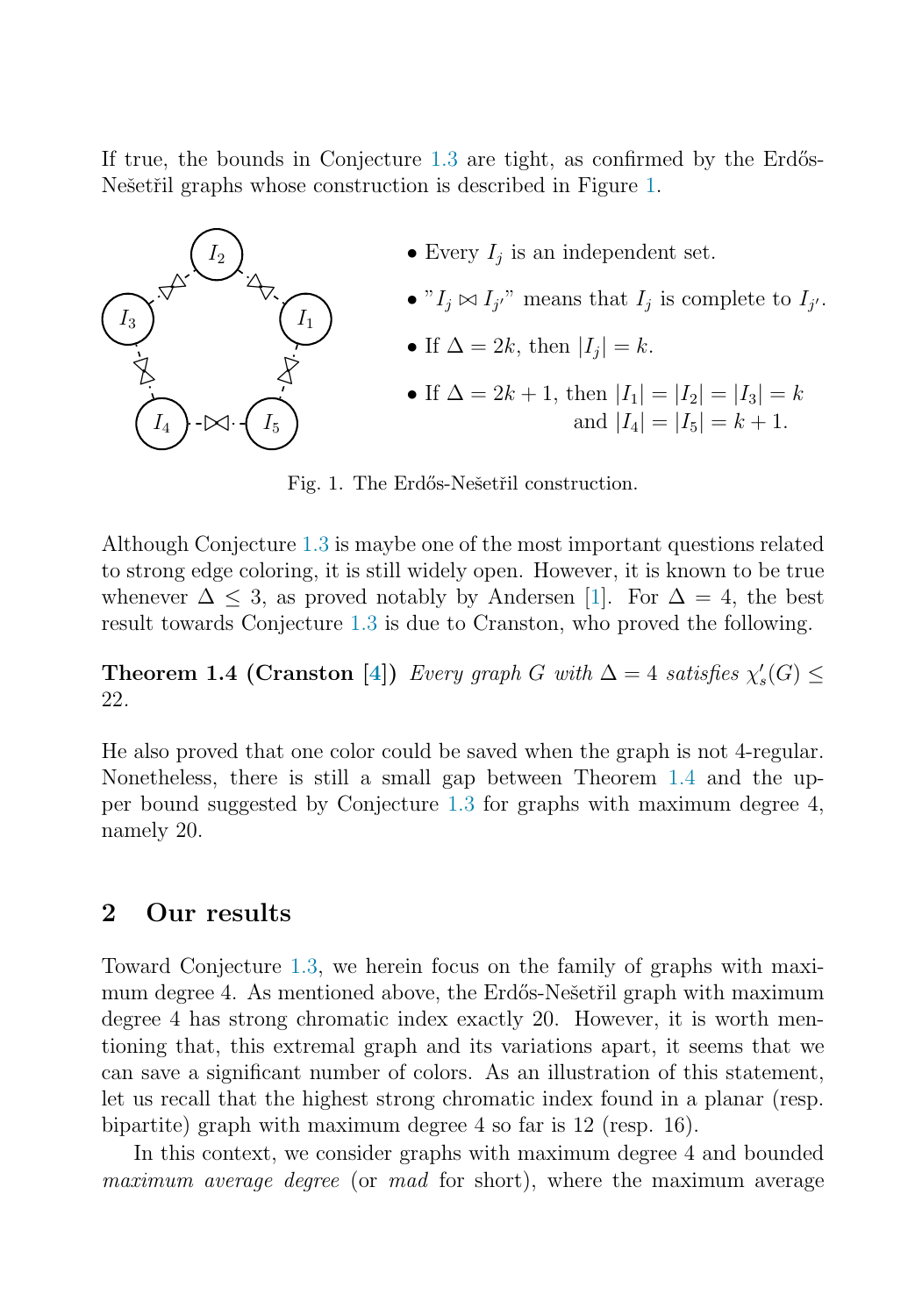If true, the bounds in Conjecture 1.3 are tight, as confirmed by the Erdős-Nešetřil graphs whose construction is described in Figure 1.

- Every $I_j$ is an independent set.
- "$I_j \bowtie I_{j'}$" means that $I_j$ is complete to $I_{j'}$.
- If $\Delta = 2k$, then $|I_j| = k$.
- If $\Delta = 2k+1$, then $|I_1| = |I_2| = |I_3| = k$ and $|I_4| = |I_5| = k+1$.

Fig. 1. The Erdős-Nešetřil construction.

Although Conjecture 1.3 is maybe one of the most important questions related to strong edge coloring, it is still widely open. However, it is known to be true whenever $\Delta \leq 3$, as proved notably by Andersen [1]. For $\Delta = 4$, the best result towards Conjecture 1.3 is due to Cranston, who proved the following.

**Theorem 1.4 (Cranston [4])** *Every graph $G$ with $\Delta = 4$ satisfies $\chi'_s(G) \leq 22$.*

He also proved that one color could be saved when the graph is not 4-regular. Nonetheless, there is still a small gap between Theorem 1.4 and the upper bound suggested by Conjecture 1.3 for graphs with maximum degree 4, namely 20.

## 2 Our results

Toward Conjecture 1.3, we herein focus on the family of graphs with maximum degree 4. As mentioned above, the Erdős-Nešetřil graph with maximum degree 4 has strong chromatic index exactly 20. However, it is worth mentioning that, this extremal graph and its variations apart, it seems that we can save a significant number of colors. As an illustration of this statement, let us recall that the highest strong chromatic index found in a planar (resp. bipartite) graph with maximum degree 4 so far is 12 (resp. 16).

In this context, we consider graphs with maximum degree 4 and bounded *maximum average degree* (or *mad* for short), where the maximum average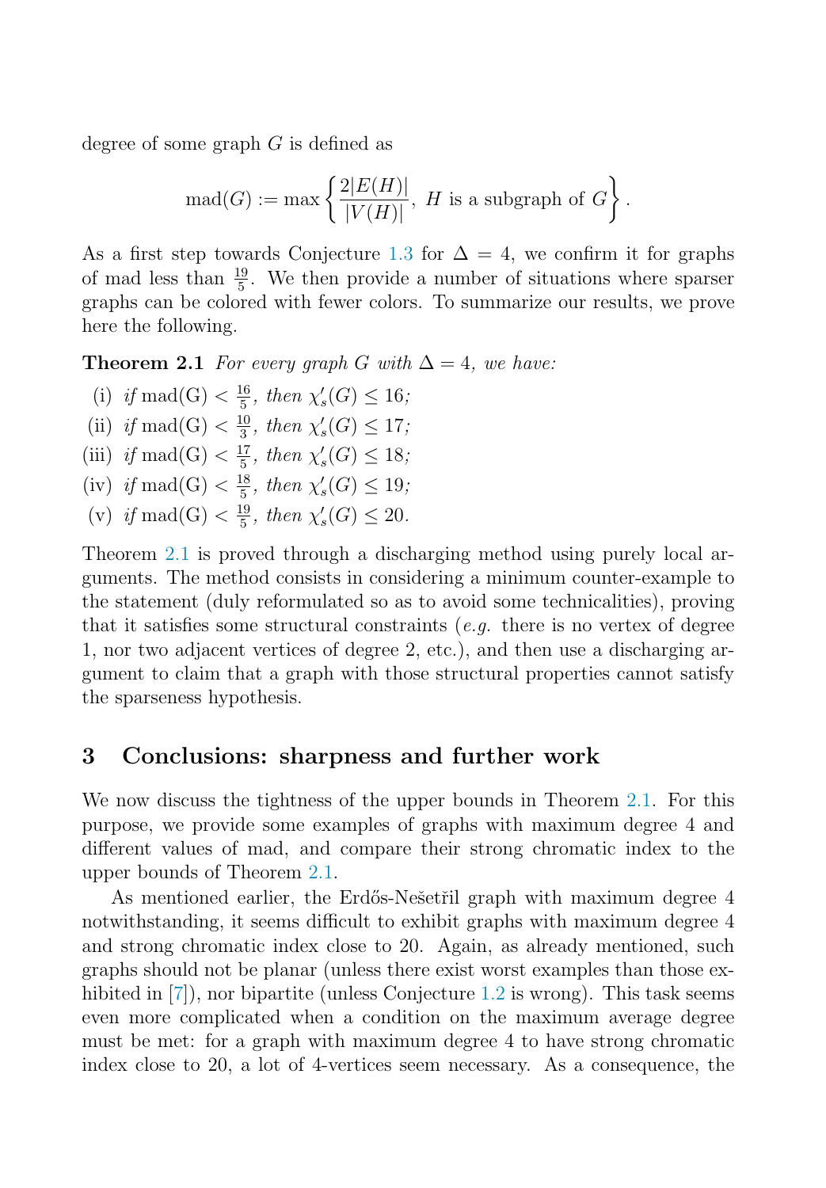degree of some graph $G$ is defined as

$$\operatorname{mad}(G) := \max\left\{\frac{2|E(H)|}{|V(H)|},\ H \text{ is a subgraph of } G\right\}.$$

As a first step towards Conjecture 1.3 for $\Delta = 4$, we confirm it for graphs of mad less than $\frac{19}{5}$. We then provide a number of situations where sparser graphs can be colored with fewer colors. To summarize our results, we prove here the following.

**Theorem 2.1** *For every graph $G$ with $\Delta = 4$, we have:*

- (i) *if* $\operatorname{mad}(G) < \frac{16}{5}$, *then* $\chi'_s(G) \leq 16$*;*
- (ii) *if* $\operatorname{mad}(G) < \frac{10}{3}$, *then* $\chi'_s(G) \leq 17$*;*
- (iii) *if* $\operatorname{mad}(G) < \frac{17}{5}$, *then* $\chi'_s(G) \leq 18$*;*
- (iv) *if* $\operatorname{mad}(G) < \frac{18}{5}$, *then* $\chi'_s(G) \leq 19$*;*
- (v) *if* $\operatorname{mad}(G) < \frac{19}{5}$, *then* $\chi'_s(G) \leq 20$.

Theorem 2.1 is proved through a discharging method using purely local arguments. The method consists in considering a minimum counter-example to the statement (duly reformulated so as to avoid some technicalities), proving that it satisfies some structural constraints (*e.g.* there is no vertex of degree 1, nor two adjacent vertices of degree 2, etc.), and then use a discharging argument to claim that a graph with those structural properties cannot satisfy the sparseness hypothesis.

## 3 Conclusions: sharpness and further work

We now discuss the tightness of the upper bounds in Theorem 2.1. For this purpose, we provide some examples of graphs with maximum degree 4 and different values of mad, and compare their strong chromatic index to the upper bounds of Theorem 2.1.

As mentioned earlier, the Erdős-Nešetřil graph with maximum degree 4 notwithstanding, it seems difficult to exhibit graphs with maximum degree 4 and strong chromatic index close to 20. Again, as already mentioned, such graphs should not be planar (unless there exist worst examples than those exhibited in [7]), nor bipartite (unless Conjecture 1.2 is wrong). This task seems even more complicated when a condition on the maximum average degree must be met: for a graph with maximum degree 4 to have strong chromatic index close to 20, a lot of 4-vertices seem necessary. As a consequence, the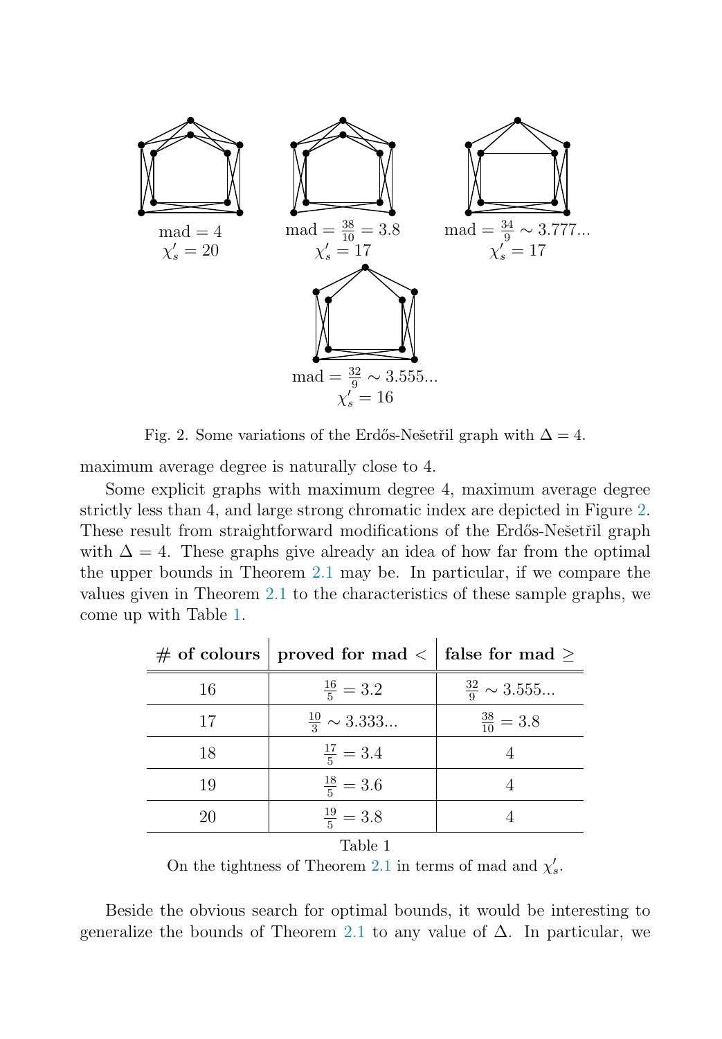mad = 4
$\chi'_s = 20$

mad = $\frac{38}{10} = 3.8$
$\chi'_s = 17$

mad = $\frac{34}{9} \sim 3.777...$
$\chi'_s = 17$

mad = $\frac{32}{9} \sim 3.555...$
$\chi'_s = 16$

Fig. 2. Some variations of the Erdős-Nešetřil graph with $\Delta = 4$.

maximum average degree is naturally close to 4.

Some explicit graphs with maximum degree 4, maximum average degree strictly less than 4, and large strong chromatic index are depicted in Figure 2. These result from straightforward modifications of the Erdős-Nešetřil graph with $\Delta = 4$. These graphs give already an idea of how far from the optimal the upper bounds in Theorem 2.1 may be. In particular, if we compare the values given in Theorem 2.1 to the characteristics of these sample graphs, we come up with Table 1.

| **# of colours** | **proved for mad <** | **false for mad ≥** |
|---|---|---|
| 16 | $\frac{16}{5} = 3.2$ | $\frac{32}{9} \sim 3.555...$ |
| 17 | $\frac{10}{3} \sim 3.333...$ | $\frac{38}{10} = 3.8$ |
| 18 | $\frac{17}{5} = 3.4$ | 4 |
| 19 | $\frac{18}{5} = 3.6$ | 4 |
| 20 | $\frac{19}{5} = 3.8$ | 4 |

Table 1
On the tightness of Theorem 2.1 in terms of mad and $\chi'_s$.

Beside the obvious search for optimal bounds, it would be interesting to generalize the bounds of Theorem 2.1 to any value of $\Delta$. In particular, we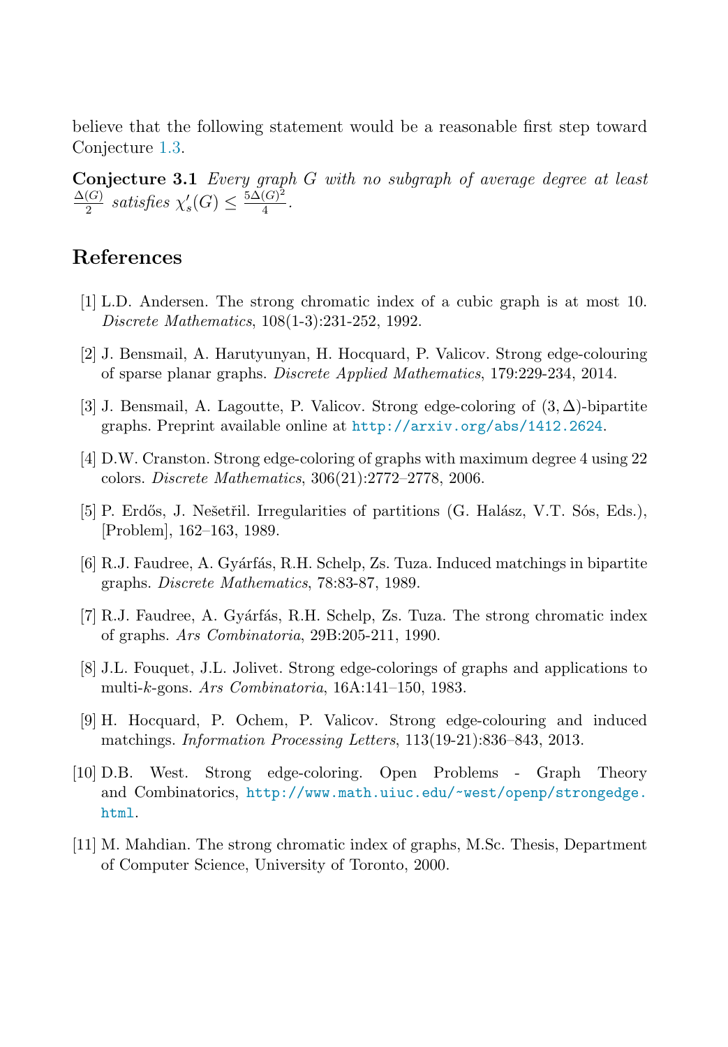believe that the following statement would be a reasonable first step toward Conjecture 1.3.

**Conjecture 3.1** *Every graph $G$ with no subgraph of average degree at least $\frac{\Delta(G)}{2}$ satisfies $\chi'_s(G) \leq \frac{5\Delta(G)^2}{4}$.*

## References

[1] L.D. Andersen. The strong chromatic index of a cubic graph is at most 10. *Discrete Mathematics*, 108(1-3):231-252, 1992.

[2] J. Bensmail, A. Harutyunyan, H. Hocquard, P. Valicov. Strong edge-colouring of sparse planar graphs. *Discrete Applied Mathematics*, 179:229-234, 2014.

[3] J. Bensmail, A. Lagoutte, P. Valicov. Strong edge-coloring of $(3, \Delta)$-bipartite graphs. Preprint available online at http://arxiv.org/abs/1412.2624.

[4] D.W. Cranston. Strong edge-coloring of graphs with maximum degree 4 using 22 colors. *Discrete Mathematics*, 306(21):2772–2778, 2006.

[5] P. Erdős, J. Nešetřil. Irregularities of partitions (G. Halász, V.T. Sós, Eds.), [Problem], 162–163, 1989.

[6] R.J. Faudree, A. Gyárfás, R.H. Schelp, Zs. Tuza. Induced matchings in bipartite graphs. *Discrete Mathematics*, 78:83-87, 1989.

[7] R.J. Faudree, A. Gyárfás, R.H. Schelp, Zs. Tuza. The strong chromatic index of graphs. *Ars Combinatoria*, 29B:205-211, 1990.

[8] J.L. Fouquet, J.L. Jolivet. Strong edge-colorings of graphs and applications to multi-$k$-gons. *Ars Combinatoria*, 16A:141–150, 1983.

[9] H. Hocquard, P. Ochem, P. Valicov. Strong edge-colouring and induced matchings. *Information Processing Letters*, 113(19-21):836–843, 2013.

[10] D.B. West. Strong edge-coloring. Open Problems - Graph Theory and Combinatorics, http://www.math.uiuc.edu/~west/openp/strongedge.html.

[11] M. Mahdian. The strong chromatic index of graphs, M.Sc. Thesis, Department of Computer Science, University of Toronto, 2000.